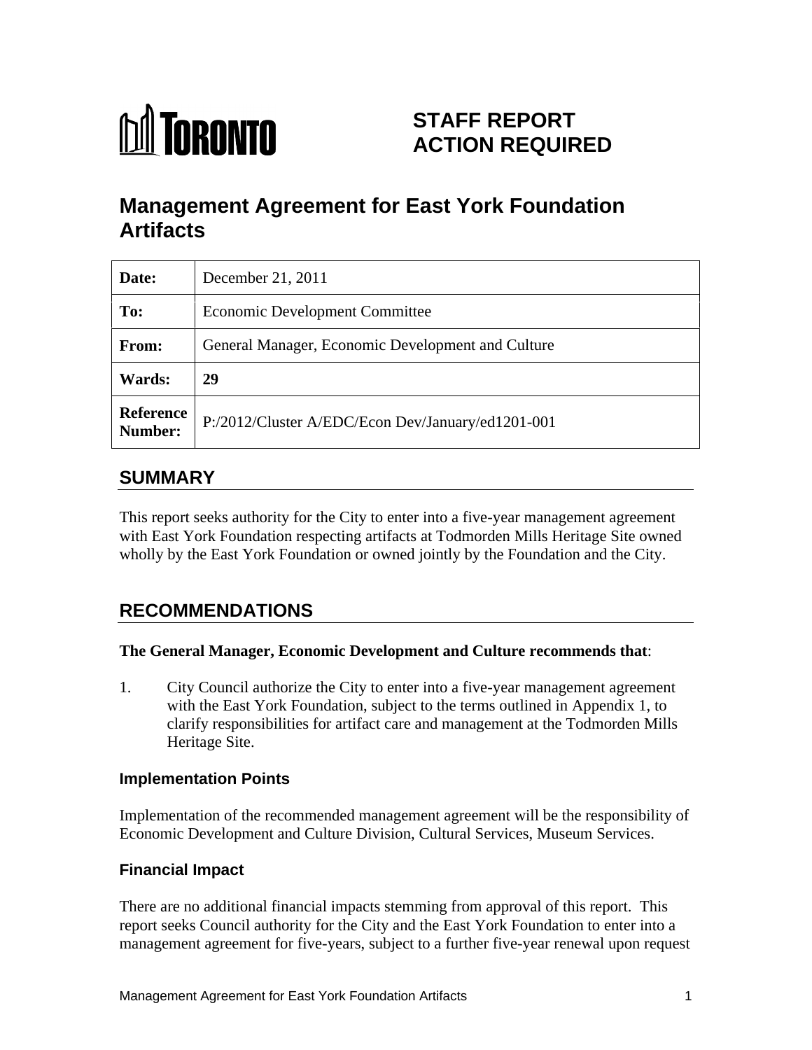TORONTO

# STAFF REPORT ACTION REQUIRED

# Management Agreement for East York Foundation Artifacts

| | |
|---|---|
| **Date:** | December 21, 2011 |
| **To:** | Economic Development Committee |
| **From:** | General Manager, Economic Development and Culture |
| **Wards:** | **29** |
| **Reference Number:** | P:/2012/Cluster A/EDC/Econ Dev/January/ed1201-001 |

## SUMMARY

This report seeks authority for the City to enter into a five-year management agreement with East York Foundation respecting artifacts at Todmorden Mills Heritage Site owned wholly by the East York Foundation or owned jointly by the Foundation and the City.

## RECOMMENDATIONS

**The General Manager, Economic Development and Culture recommends that**:

1. City Council authorize the City to enter into a five-year management agreement with the East York Foundation, subject to the terms outlined in Appendix 1, to clarify responsibilities for artifact care and management at the Todmorden Mills Heritage Site.

### Implementation Points

Implementation of the recommended management agreement will be the responsibility of Economic Development and Culture Division, Cultural Services, Museum Services.

### Financial Impact

There are no additional financial impacts stemming from approval of this report. This report seeks Council authority for the City and the East York Foundation to enter into a management agreement for five-years, subject to a further five-year renewal upon request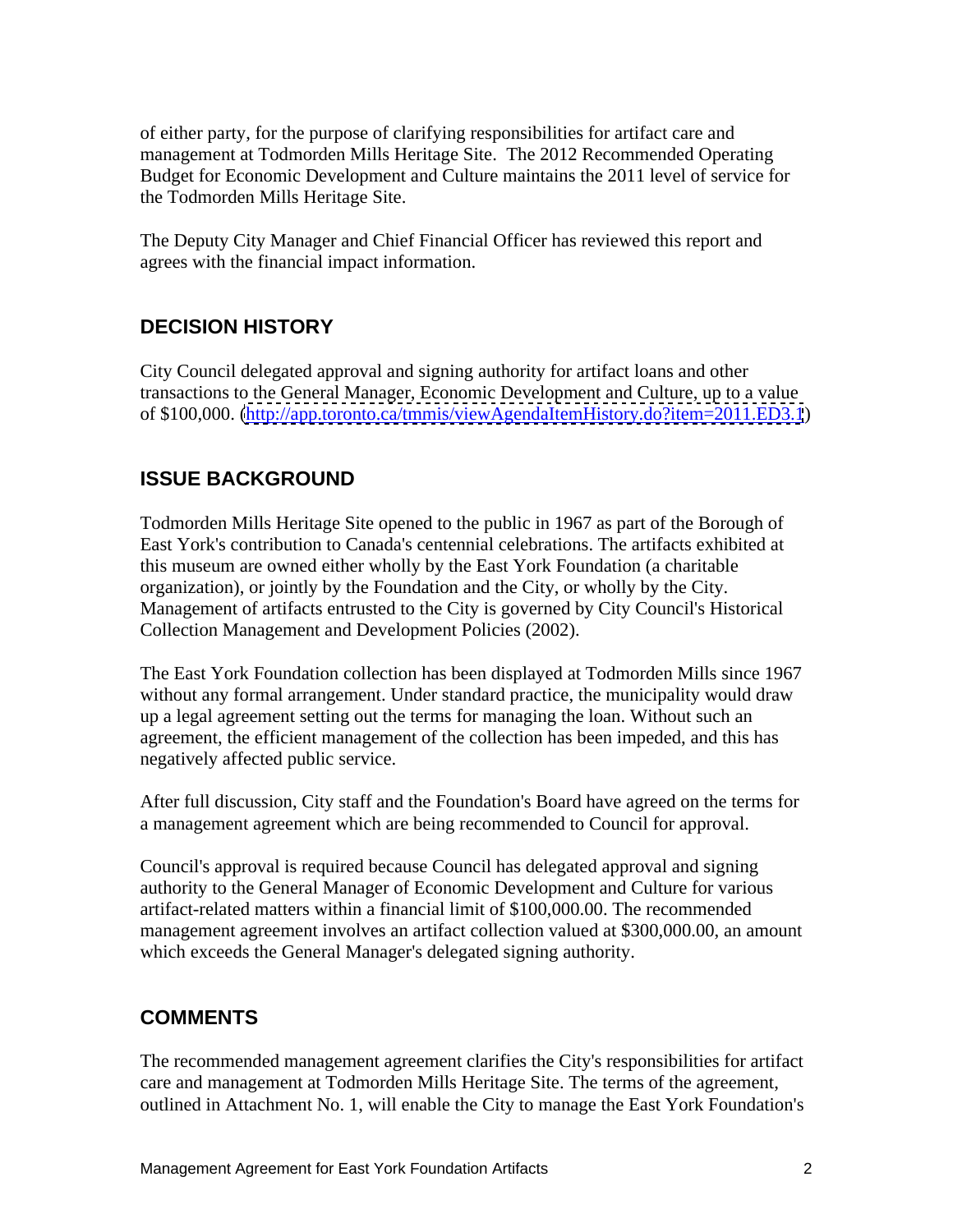of either party, for the purpose of clarifying responsibilities for artifact care and management at Todmorden Mills Heritage Site. The 2012 Recommended Operating Budget for Economic Development and Culture maintains the 2011 level of service for the Todmorden Mills Heritage Site.

The Deputy City Manager and Chief Financial Officer has reviewed this report and agrees with the financial impact information.

## DECISION HISTORY

City Council delegated approval and signing authority for artifact loans and other transactions to the General Manager, Economic Development and Culture, up to a value of $100,000. (http://app.toronto.ca/tmmis/viewAgendaItemHistory.do?item=2011.ED3.1)

## ISSUE BACKGROUND

Todmorden Mills Heritage Site opened to the public in 1967 as part of the Borough of East York's contribution to Canada's centennial celebrations. The artifacts exhibited at this museum are owned either wholly by the East York Foundation (a charitable organization), or jointly by the Foundation and the City, or wholly by the City. Management of artifacts entrusted to the City is governed by City Council's Historical Collection Management and Development Policies (2002).

The East York Foundation collection has been displayed at Todmorden Mills since 1967 without any formal arrangement. Under standard practice, the municipality would draw up a legal agreement setting out the terms for managing the loan. Without such an agreement, the efficient management of the collection has been impeded, and this has negatively affected public service.

After full discussion, City staff and the Foundation's Board have agreed on the terms for a management agreement which are being recommended to Council for approval.

Council's approval is required because Council has delegated approval and signing authority to the General Manager of Economic Development and Culture for various artifact-related matters within a financial limit of $100,000.00. The recommended management agreement involves an artifact collection valued at $300,000.00, an amount which exceeds the General Manager's delegated signing authority.

## COMMENTS

The recommended management agreement clarifies the City's responsibilities for artifact care and management at Todmorden Mills Heritage Site. The terms of the agreement, outlined in Attachment No. 1, will enable the City to manage the East York Foundation's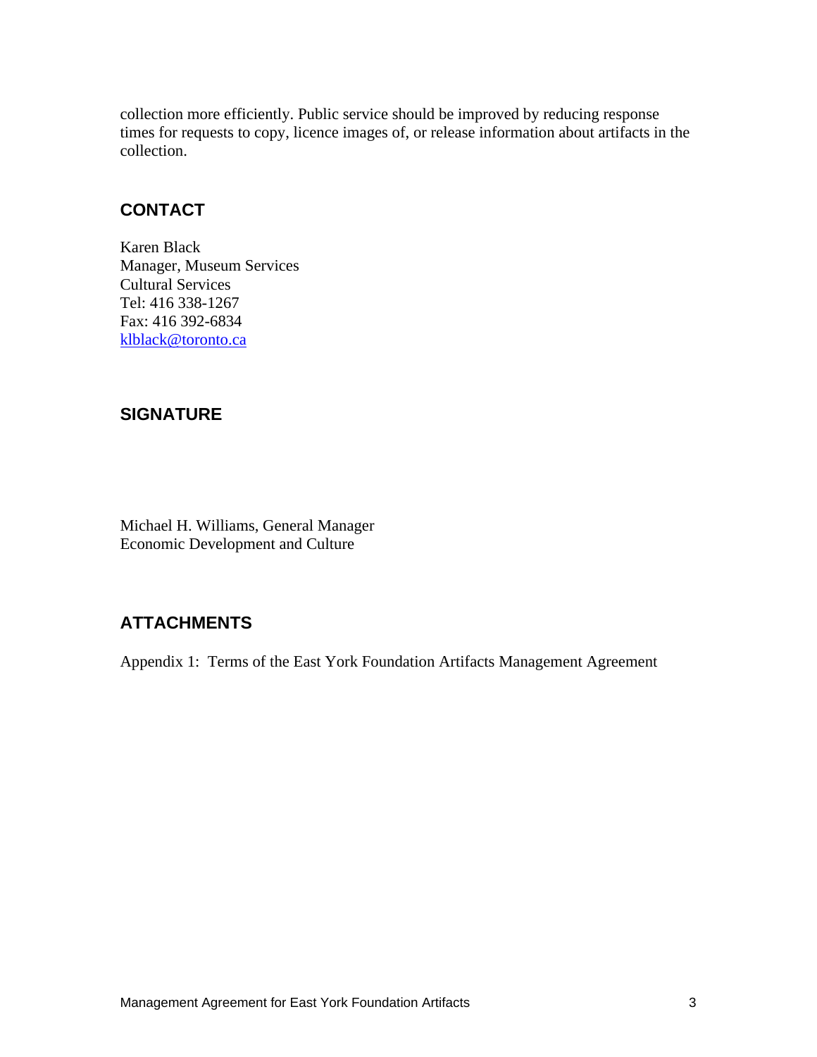collection more efficiently. Public service should be improved by reducing response times for requests to copy, licence images of, or release information about artifacts in the collection.

## CONTACT

Karen Black
Manager, Museum Services
Cultural Services
Tel: 416 338-1267
Fax: 416 392-6834
klblack@toronto.ca

## SIGNATURE

Michael H. Williams, General Manager
Economic Development and Culture

## ATTACHMENTS

Appendix 1: Terms of the East York Foundation Artifacts Management Agreement